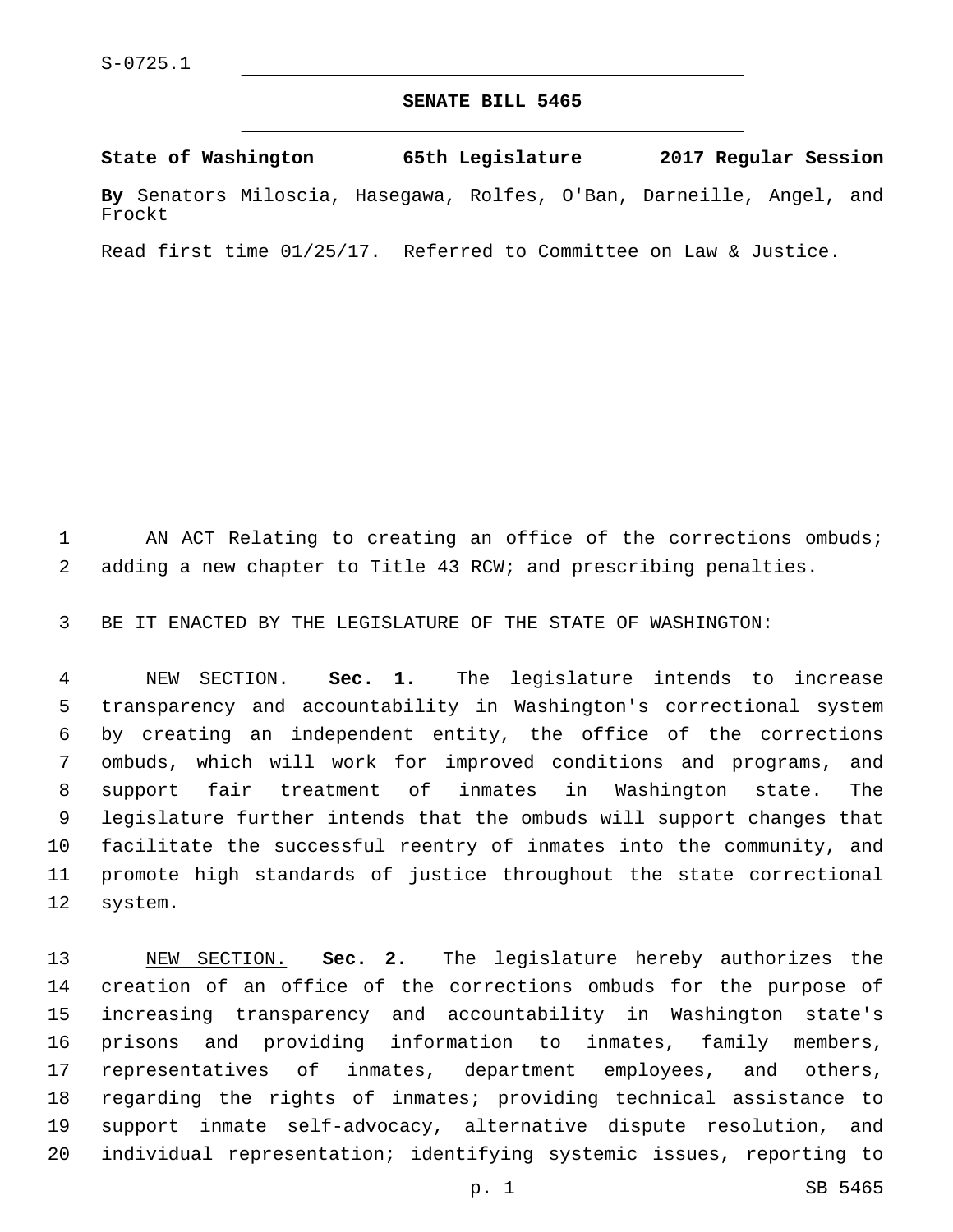S-0725.1

# SENATE BILL 5465

**State of Washington 65th Legislature 2017 Regular Session**

**By** Senators Miloscia, Hasegawa, Rolfes, O'Ban, Darneille, Angel, and Frockt

Read first time 01/25/17. Referred to Committee on Law & Justice.

AN ACT Relating to creating an office of the corrections ombuds; adding a new chapter to Title 43 RCW; and prescribing penalties.

BE IT ENACTED BY THE LEGISLATURE OF THE STATE OF WASHINGTON:

NEW SECTION. **Sec. 1.** The legislature intends to increase transparency and accountability in Washington's correctional system by creating an independent entity, the office of the corrections ombuds, which will work for improved conditions and programs, and support fair treatment of inmates in Washington state. The legislature further intends that the ombuds will support changes that facilitate the successful reentry of inmates into the community, and promote high standards of justice throughout the state correctional system.

NEW SECTION. **Sec. 2.** The legislature hereby authorizes the creation of an office of the corrections ombuds for the purpose of increasing transparency and accountability in Washington state's prisons and providing information to inmates, family members, representatives of inmates, department employees, and others, regarding the rights of inmates; providing technical assistance to support inmate self-advocacy, alternative dispute resolution, and individual representation; identifying systemic issues, reporting to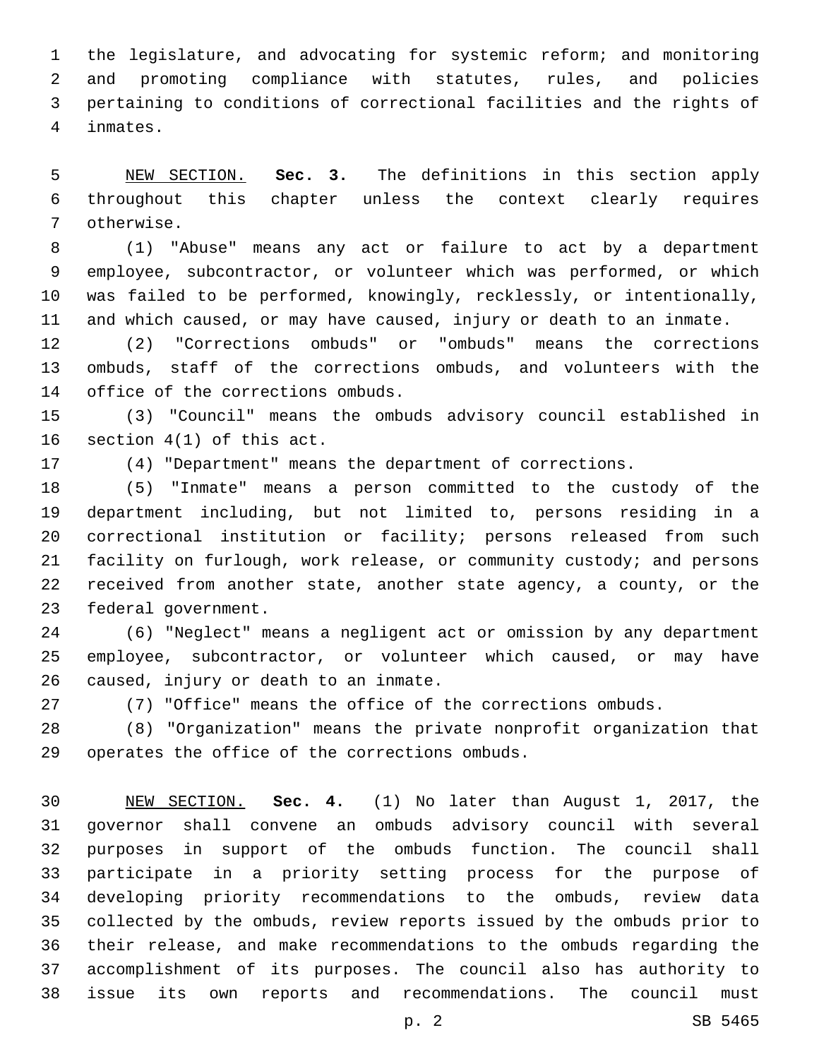the legislature, and advocating for systemic reform; and monitoring and promoting compliance with statutes, rules, and policies pertaining to conditions of correctional facilities and the rights of inmates.

NEW SECTION. **Sec. 3.** The definitions in this section apply throughout this chapter unless the context clearly requires otherwise.

(1) "Abuse" means any act or failure to act by a department employee, subcontractor, or volunteer which was performed, or which was failed to be performed, knowingly, recklessly, or intentionally, and which caused, or may have caused, injury or death to an inmate.

(2) "Corrections ombuds" or "ombuds" means the corrections ombuds, staff of the corrections ombuds, and volunteers with the office of the corrections ombuds.

(3) "Council" means the ombuds advisory council established in section 4(1) of this act.

(4) "Department" means the department of corrections.

(5) "Inmate" means a person committed to the custody of the department including, but not limited to, persons residing in a correctional institution or facility; persons released from such facility on furlough, work release, or community custody; and persons received from another state, another state agency, a county, or the federal government.

(6) "Neglect" means a negligent act or omission by any department employee, subcontractor, or volunteer which caused, or may have caused, injury or death to an inmate.

(7) "Office" means the office of the corrections ombuds.

(8) "Organization" means the private nonprofit organization that operates the office of the corrections ombuds.

NEW SECTION. **Sec. 4.** (1) No later than August 1, 2017, the governor shall convene an ombuds advisory council with several purposes in support of the ombuds function. The council shall participate in a priority setting process for the purpose of developing priority recommendations to the ombuds, review data collected by the ombuds, review reports issued by the ombuds prior to their release, and make recommendations to the ombuds regarding the accomplishment of its purposes. The council also has authority to issue its own reports and recommendations. The council must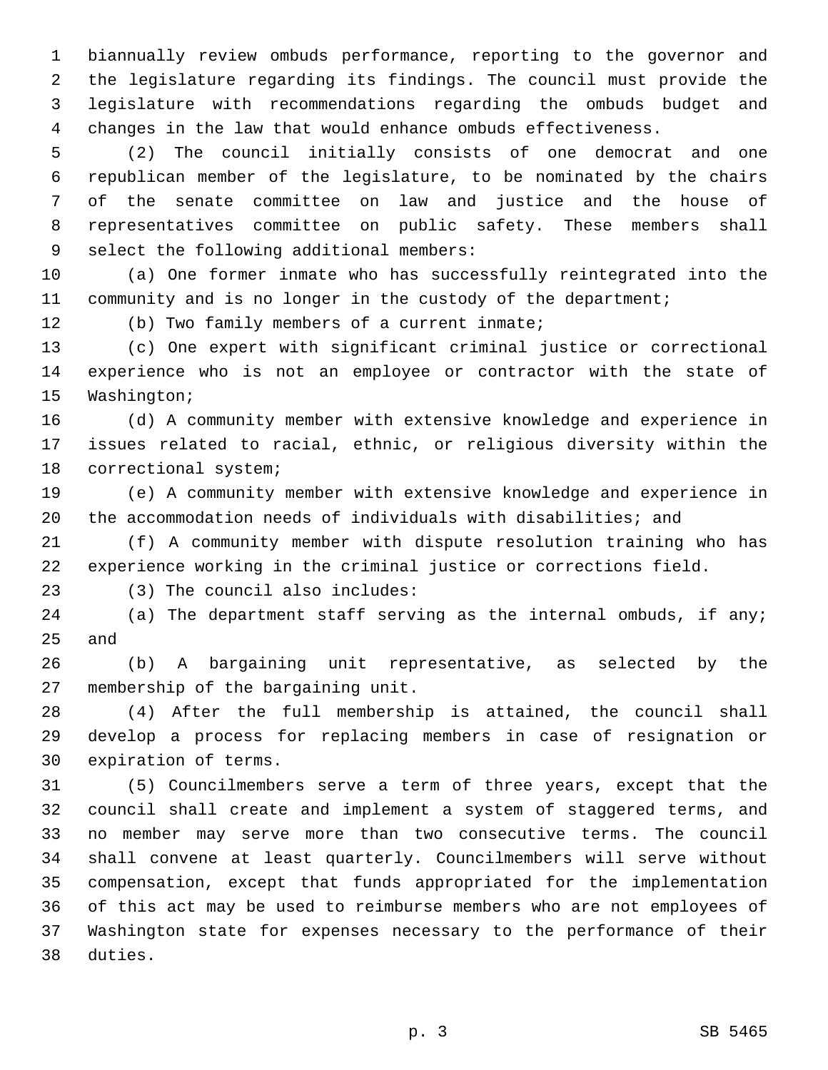biannually review ombuds performance, reporting to the governor and the legislature regarding its findings. The council must provide the legislature with recommendations regarding the ombuds budget and changes in the law that would enhance ombuds effectiveness.

(2) The council initially consists of one democrat and one republican member of the legislature, to be nominated by the chairs of the senate committee on law and justice and the house of representatives committee on public safety. These members shall select the following additional members:

(a) One former inmate who has successfully reintegrated into the community and is no longer in the custody of the department;

(b) Two family members of a current inmate;

(c) One expert with significant criminal justice or correctional experience who is not an employee or contractor with the state of Washington;

(d) A community member with extensive knowledge and experience in issues related to racial, ethnic, or religious diversity within the correctional system;

(e) A community member with extensive knowledge and experience in the accommodation needs of individuals with disabilities; and

(f) A community member with dispute resolution training who has experience working in the criminal justice or corrections field.

(3) The council also includes:

(a) The department staff serving as the internal ombuds, if any; and

(b) A bargaining unit representative, as selected by the membership of the bargaining unit.

(4) After the full membership is attained, the council shall develop a process for replacing members in case of resignation or expiration of terms.

(5) Councilmembers serve a term of three years, except that the council shall create and implement a system of staggered terms, and no member may serve more than two consecutive terms. The council shall convene at least quarterly. Councilmembers will serve without compensation, except that funds appropriated for the implementation of this act may be used to reimburse members who are not employees of Washington state for expenses necessary to the performance of their duties.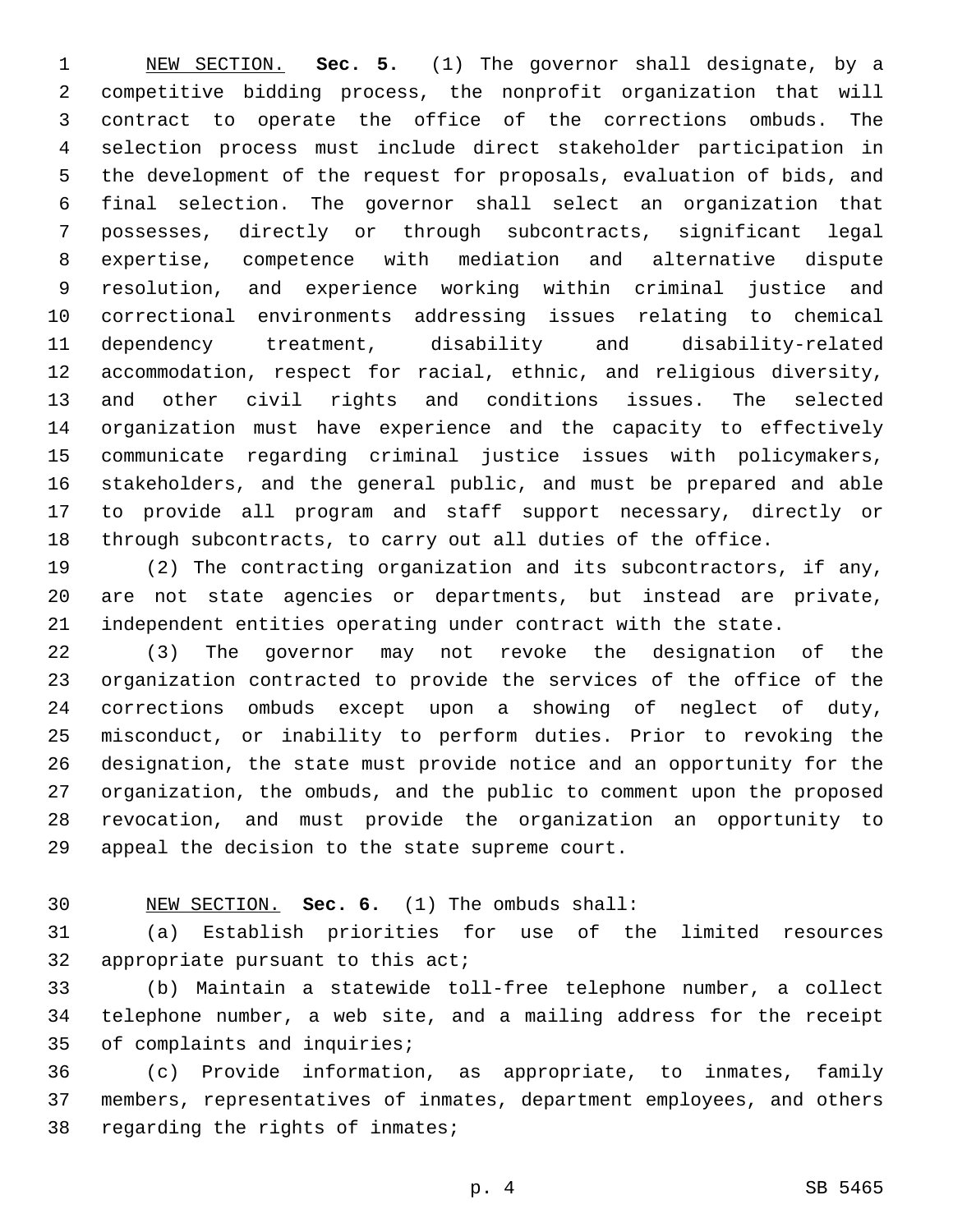NEW SECTION. **Sec. 5.** (1) The governor shall designate, by a competitive bidding process, the nonprofit organization that will contract to operate the office of the corrections ombuds. The selection process must include direct stakeholder participation in the development of the request for proposals, evaluation of bids, and final selection. The governor shall select an organization that possesses, directly or through subcontracts, significant legal expertise, competence with mediation and alternative dispute resolution, and experience working within criminal justice and correctional environments addressing issues relating to chemical dependency treatment, disability and disability-related accommodation, respect for racial, ethnic, and religious diversity, and other civil rights and conditions issues. The selected organization must have experience and the capacity to effectively communicate regarding criminal justice issues with policymakers, stakeholders, and the general public, and must be prepared and able to provide all program and staff support necessary, directly or through subcontracts, to carry out all duties of the office.

(2) The contracting organization and its subcontractors, if any, are not state agencies or departments, but instead are private, independent entities operating under contract with the state.

(3) The governor may not revoke the designation of the organization contracted to provide the services of the office of the corrections ombuds except upon a showing of neglect of duty, misconduct, or inability to perform duties. Prior to revoking the designation, the state must provide notice and an opportunity for the organization, the ombuds, and the public to comment upon the proposed revocation, and must provide the organization an opportunity to appeal the decision to the state supreme court.

NEW SECTION. **Sec. 6.** (1) The ombuds shall:

(a) Establish priorities for use of the limited resources appropriate pursuant to this act;

(b) Maintain a statewide toll-free telephone number, a collect telephone number, a web site, and a mailing address for the receipt of complaints and inquiries;

(c) Provide information, as appropriate, to inmates, family members, representatives of inmates, department employees, and others regarding the rights of inmates;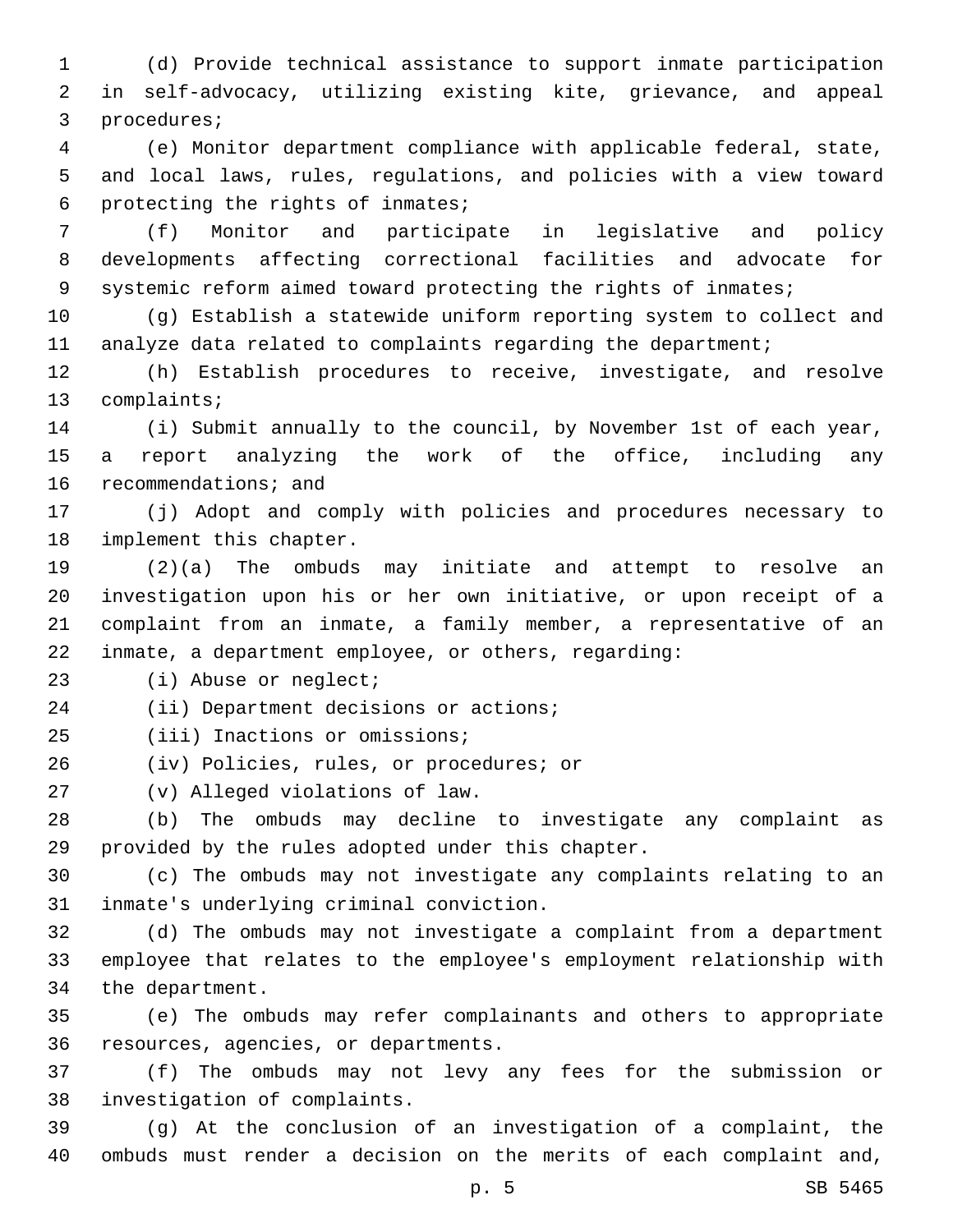(d) Provide technical assistance to support inmate participation in self-advocacy, utilizing existing kite, grievance, and appeal procedures;

(e) Monitor department compliance with applicable federal, state, and local laws, rules, regulations, and policies with a view toward protecting the rights of inmates;

(f) Monitor and participate in legislative and policy developments affecting correctional facilities and advocate for systemic reform aimed toward protecting the rights of inmates;

(g) Establish a statewide uniform reporting system to collect and analyze data related to complaints regarding the department;

(h) Establish procedures to receive, investigate, and resolve complaints;

(i) Submit annually to the council, by November 1st of each year, a report analyzing the work of the office, including any recommendations; and

(j) Adopt and comply with policies and procedures necessary to implement this chapter.

(2)(a) The ombuds may initiate and attempt to resolve an investigation upon his or her own initiative, or upon receipt of a complaint from an inmate, a family member, a representative of an inmate, a department employee, or others, regarding:

(i) Abuse or neglect;

(ii) Department decisions or actions;

(iii) Inactions or omissions;

(iv) Policies, rules, or procedures; or

(v) Alleged violations of law.

(b) The ombuds may decline to investigate any complaint as provided by the rules adopted under this chapter.

(c) The ombuds may not investigate any complaints relating to an inmate's underlying criminal conviction.

(d) The ombuds may not investigate a complaint from a department employee that relates to the employee's employment relationship with the department.

(e) The ombuds may refer complainants and others to appropriate resources, agencies, or departments.

(f) The ombuds may not levy any fees for the submission or investigation of complaints.

(g) At the conclusion of an investigation of a complaint, the ombuds must render a decision on the merits of each complaint and,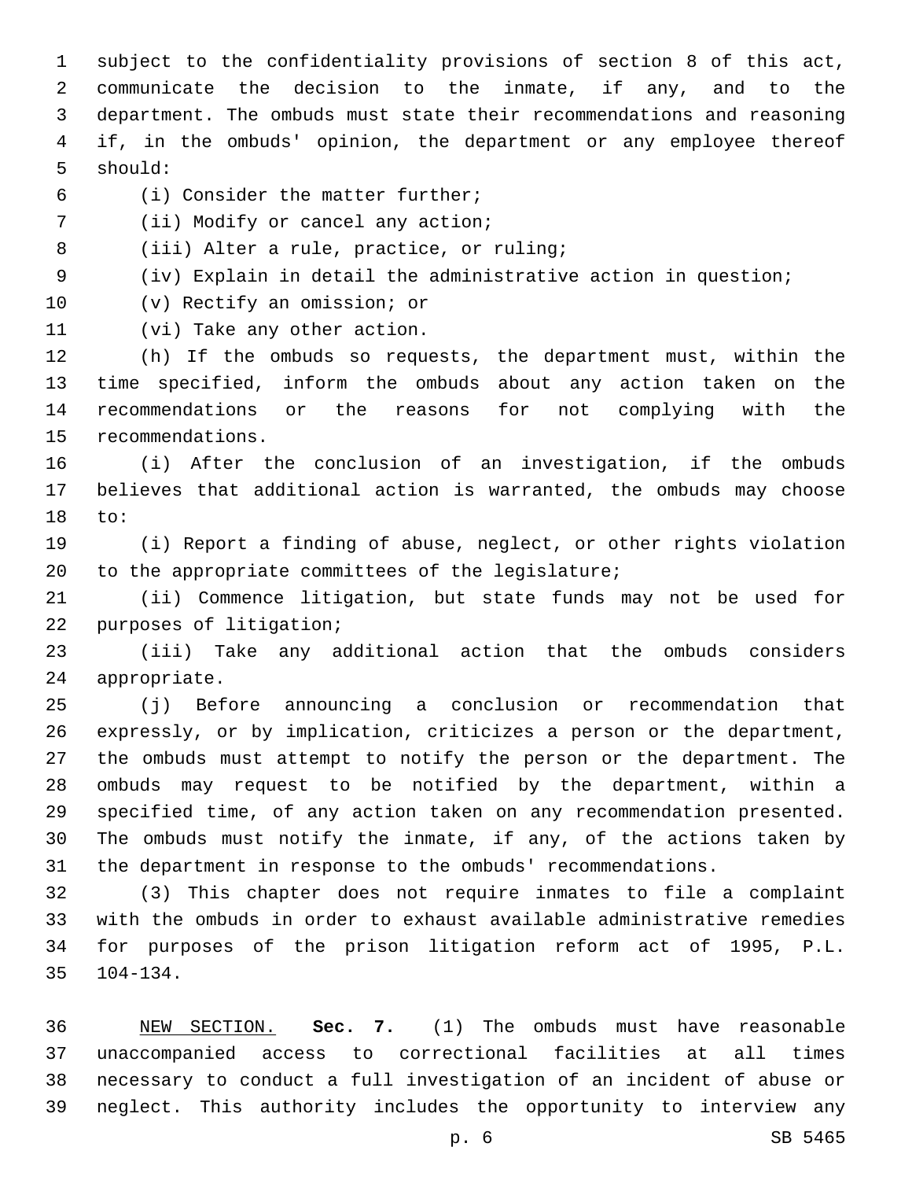subject to the confidentiality provisions of section 8 of this act, communicate the decision to the inmate, if any, and to the department. The ombuds must state their recommendations and reasoning if, in the ombuds' opinion, the department or any employee thereof should:

(i) Consider the matter further;

(ii) Modify or cancel any action;

(iii) Alter a rule, practice, or ruling;

(iv) Explain in detail the administrative action in question;

(v) Rectify an omission; or

(vi) Take any other action.

(h) If the ombuds so requests, the department must, within the time specified, inform the ombuds about any action taken on the recommendations or the reasons for not complying with the recommendations.

(i) After the conclusion of an investigation, if the ombuds believes that additional action is warranted, the ombuds may choose to:

(i) Report a finding of abuse, neglect, or other rights violation to the appropriate committees of the legislature;

(ii) Commence litigation, but state funds may not be used for purposes of litigation;

(iii) Take any additional action that the ombuds considers appropriate.

(j) Before announcing a conclusion or recommendation that expressly, or by implication, criticizes a person or the department, the ombuds must attempt to notify the person or the department. The ombuds may request to be notified by the department, within a specified time, of any action taken on any recommendation presented. The ombuds must notify the inmate, if any, of the actions taken by the department in response to the ombuds' recommendations.

(3) This chapter does not require inmates to file a complaint with the ombuds in order to exhaust available administrative remedies for purposes of the prison litigation reform act of 1995, P.L. 104-134.

NEW SECTION. **Sec. 7.** (1) The ombuds must have reasonable unaccompanied access to correctional facilities at all times necessary to conduct a full investigation of an incident of abuse or neglect. This authority includes the opportunity to interview any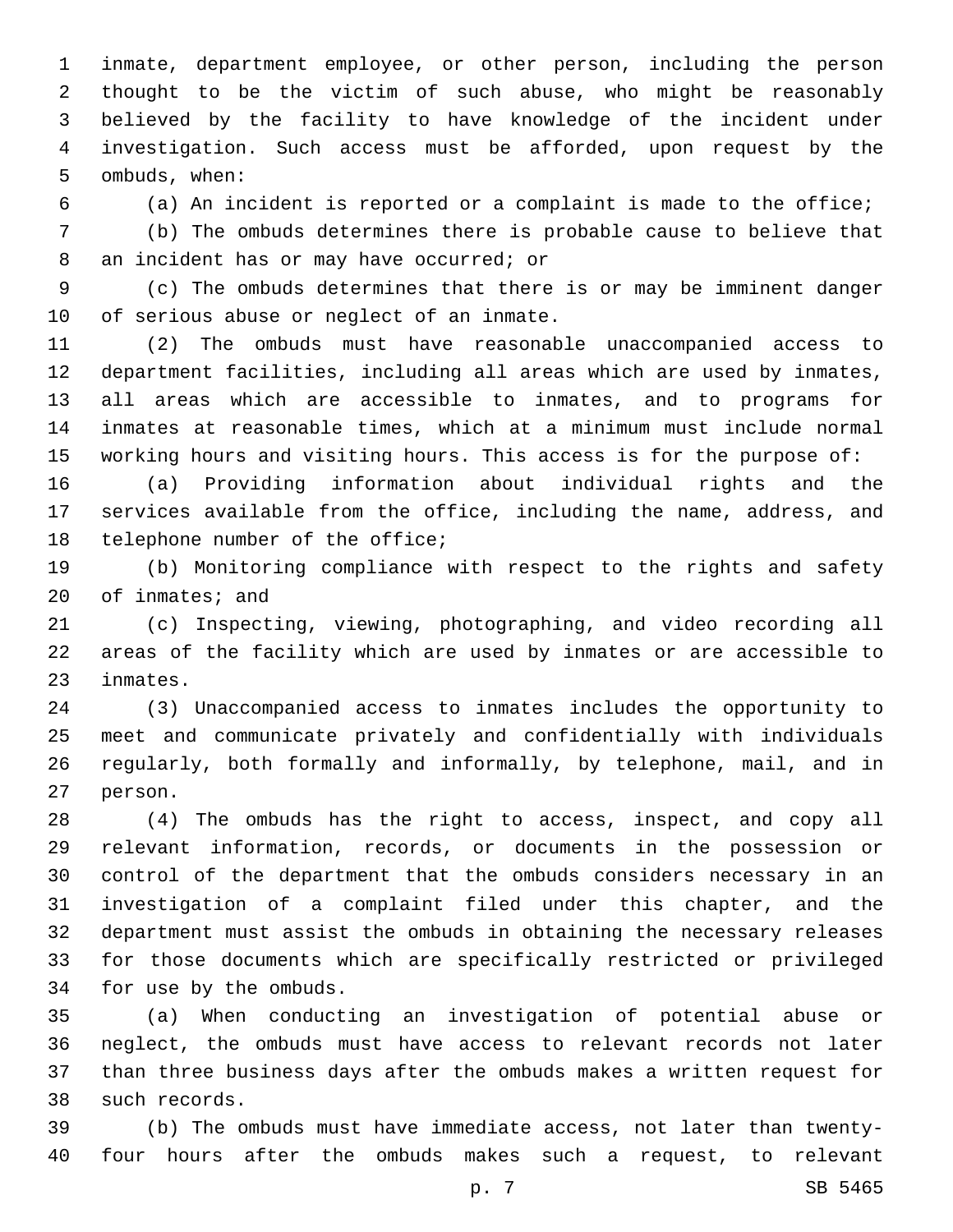inmate, department employee, or other person, including the person thought to be the victim of such abuse, who might be reasonably believed by the facility to have knowledge of the incident under investigation. Such access must be afforded, upon request by the ombuds, when:

(a) An incident is reported or a complaint is made to the office;

(b) The ombuds determines there is probable cause to believe that an incident has or may have occurred; or

(c) The ombuds determines that there is or may be imminent danger of serious abuse or neglect of an inmate.

(2) The ombuds must have reasonable unaccompanied access to department facilities, including all areas which are used by inmates, all areas which are accessible to inmates, and to programs for inmates at reasonable times, which at a minimum must include normal working hours and visiting hours. This access is for the purpose of:

(a) Providing information about individual rights and the services available from the office, including the name, address, and telephone number of the office;

(b) Monitoring compliance with respect to the rights and safety of inmates; and

(c) Inspecting, viewing, photographing, and video recording all areas of the facility which are used by inmates or are accessible to inmates.

(3) Unaccompanied access to inmates includes the opportunity to meet and communicate privately and confidentially with individuals regularly, both formally and informally, by telephone, mail, and in person.

(4) The ombuds has the right to access, inspect, and copy all relevant information, records, or documents in the possession or control of the department that the ombuds considers necessary in an investigation of a complaint filed under this chapter, and the department must assist the ombuds in obtaining the necessary releases for those documents which are specifically restricted or privileged for use by the ombuds.

(a) When conducting an investigation of potential abuse or neglect, the ombuds must have access to relevant records not later than three business days after the ombuds makes a written request for such records.

(b) The ombuds must have immediate access, not later than twenty-four hours after the ombuds makes such a request, to relevant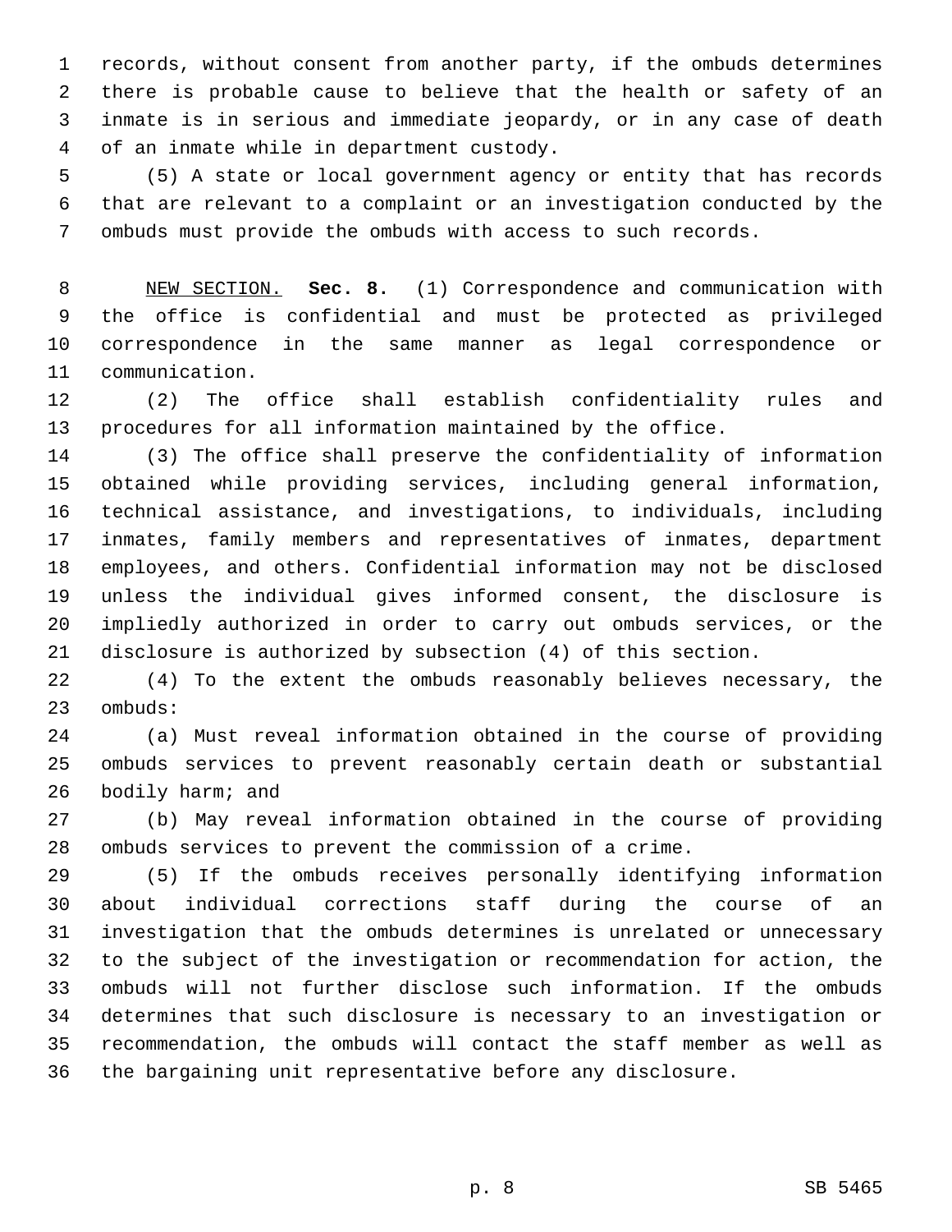records, without consent from another party, if the ombuds determines there is probable cause to believe that the health or safety of an inmate is in serious and immediate jeopardy, or in any case of death of an inmate while in department custody.

(5) A state or local government agency or entity that has records that are relevant to a complaint or an investigation conducted by the ombuds must provide the ombuds with access to such records.

NEW SECTION. **Sec. 8.** (1) Correspondence and communication with the office is confidential and must be protected as privileged correspondence in the same manner as legal correspondence or communication.

(2) The office shall establish confidentiality rules and procedures for all information maintained by the office.

(3) The office shall preserve the confidentiality of information obtained while providing services, including general information, technical assistance, and investigations, to individuals, including inmates, family members and representatives of inmates, department employees, and others. Confidential information may not be disclosed unless the individual gives informed consent, the disclosure is impliedly authorized in order to carry out ombuds services, or the disclosure is authorized by subsection (4) of this section.

(4) To the extent the ombuds reasonably believes necessary, the ombuds:

(a) Must reveal information obtained in the course of providing ombuds services to prevent reasonably certain death or substantial bodily harm; and

(b) May reveal information obtained in the course of providing ombuds services to prevent the commission of a crime.

(5) If the ombuds receives personally identifying information about individual corrections staff during the course of an investigation that the ombuds determines is unrelated or unnecessary to the subject of the investigation or recommendation for action, the ombuds will not further disclose such information. If the ombuds determines that such disclosure is necessary to an investigation or recommendation, the ombuds will contact the staff member as well as the bargaining unit representative before any disclosure.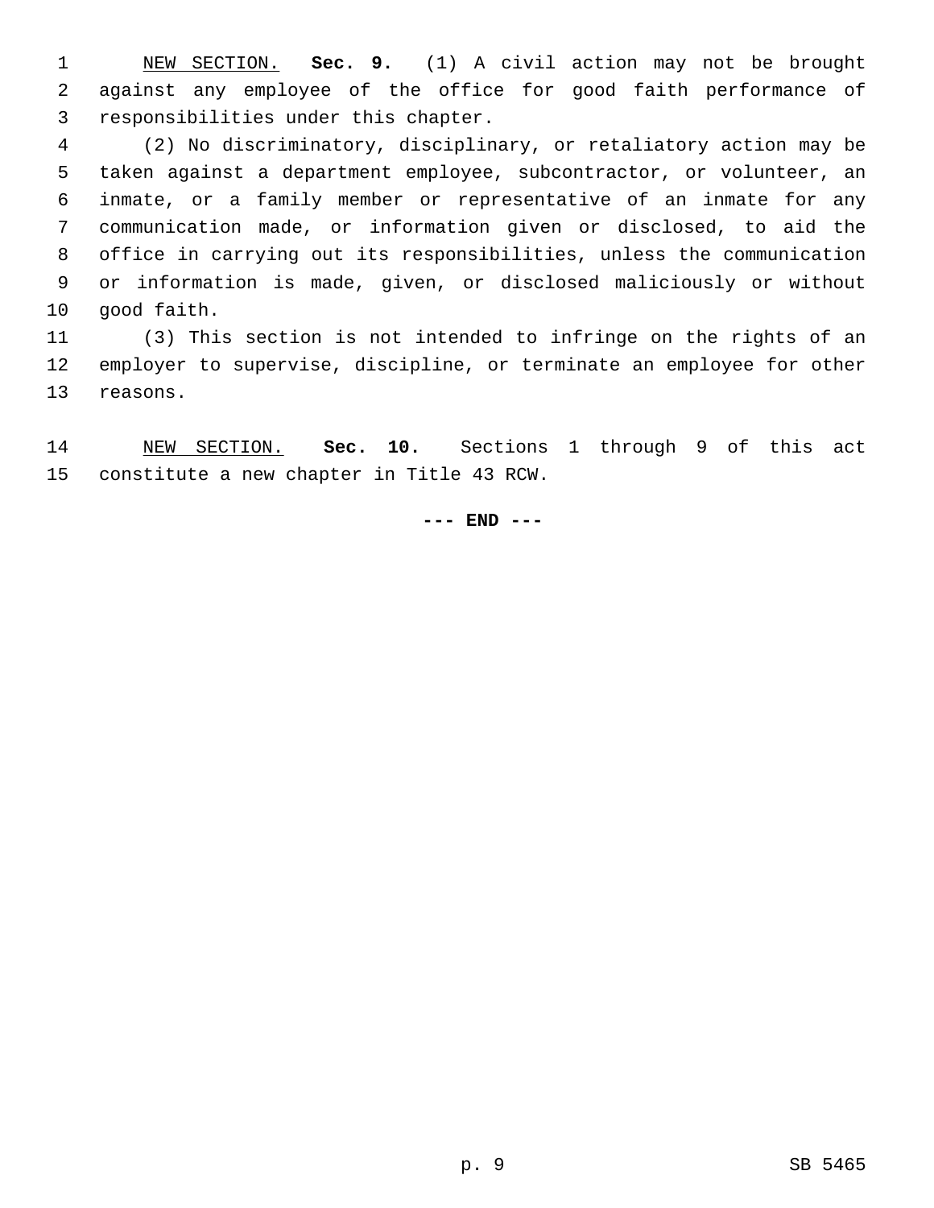NEW SECTION. **Sec. 9.** (1) A civil action may not be brought against any employee of the office for good faith performance of responsibilities under this chapter.

(2) No discriminatory, disciplinary, or retaliatory action may be taken against a department employee, subcontractor, or volunteer, an inmate, or a family member or representative of an inmate for any communication made, or information given or disclosed, to aid the office in carrying out its responsibilities, unless the communication or information is made, given, or disclosed maliciously or without good faith.

(3) This section is not intended to infringe on the rights of an employer to supervise, discipline, or terminate an employee for other reasons.

NEW SECTION. **Sec. 10.** Sections 1 through 9 of this act constitute a new chapter in Title 43 RCW.

**--- END ---**